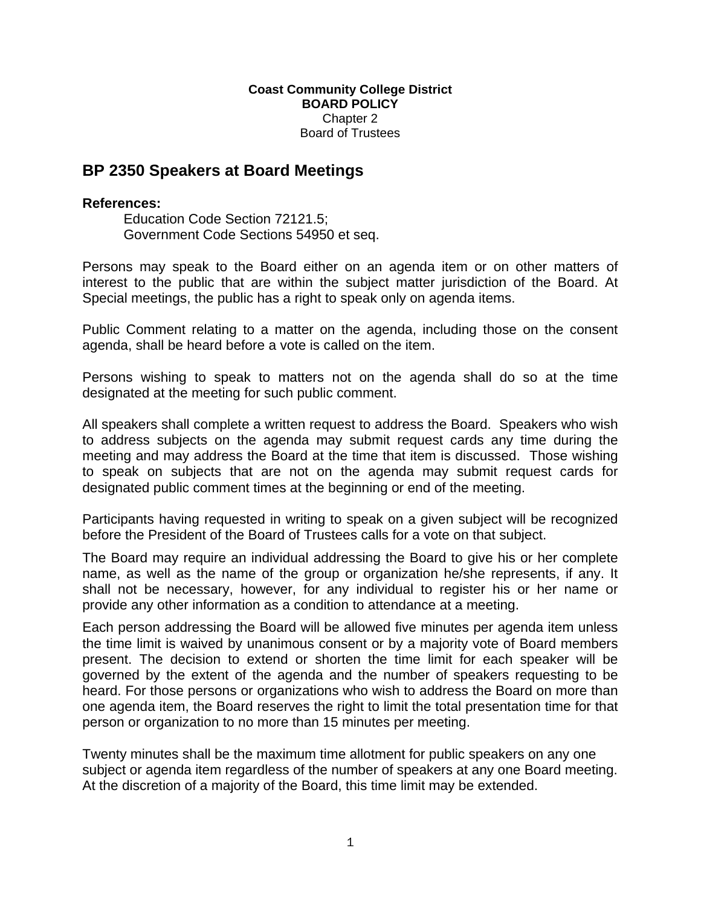**Coast Community College District**
**BOARD POLICY**
Chapter 2
Board of Trustees

# BP 2350 Speakers at Board Meetings

**References:**

Education Code Section 72121.5;
Government Code Sections 54950 et seq.

Persons may speak to the Board either on an agenda item or on other matters of interest to the public that are within the subject matter jurisdiction of the Board. At Special meetings, the public has a right to speak only on agenda items.

Public Comment relating to a matter on the agenda, including those on the consent agenda, shall be heard before a vote is called on the item.

Persons wishing to speak to matters not on the agenda shall do so at the time designated at the meeting for such public comment.

All speakers shall complete a written request to address the Board. Speakers who wish to address subjects on the agenda may submit request cards any time during the meeting and may address the Board at the time that item is discussed. Those wishing to speak on subjects that are not on the agenda may submit request cards for designated public comment times at the beginning or end of the meeting.

Participants having requested in writing to speak on a given subject will be recognized before the President of the Board of Trustees calls for a vote on that subject.

The Board may require an individual addressing the Board to give his or her complete name, as well as the name of the group or organization he/she represents, if any. It shall not be necessary, however, for any individual to register his or her name or provide any other information as a condition to attendance at a meeting.

Each person addressing the Board will be allowed five minutes per agenda item unless the time limit is waived by unanimous consent or by a majority vote of Board members present. The decision to extend or shorten the time limit for each speaker will be governed by the extent of the agenda and the number of speakers requesting to be heard. For those persons or organizations who wish to address the Board on more than one agenda item, the Board reserves the right to limit the total presentation time for that person or organization to no more than 15 minutes per meeting.

Twenty minutes shall be the maximum time allotment for public speakers on any one subject or agenda item regardless of the number of speakers at any one Board meeting. At the discretion of a majority of the Board, this time limit may be extended.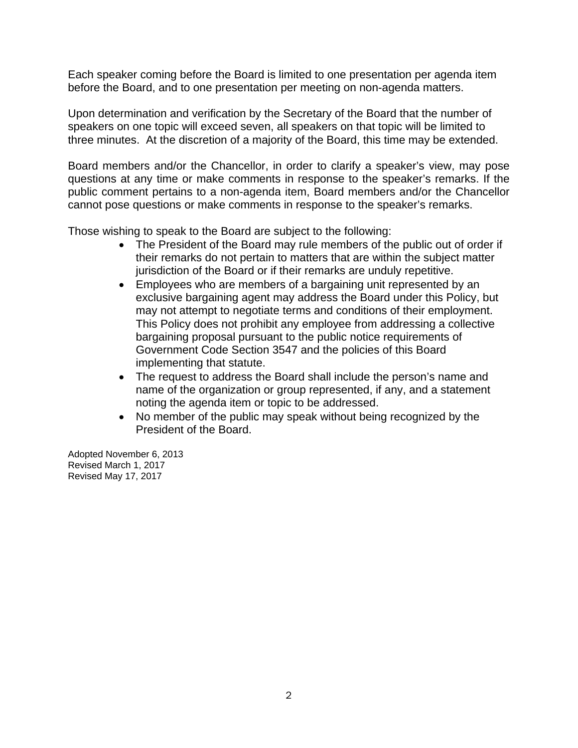Each speaker coming before the Board is limited to one presentation per agenda item before the Board, and to one presentation per meeting on non-agenda matters.

Upon determination and verification by the Secretary of the Board that the number of speakers on one topic will exceed seven, all speakers on that topic will be limited to three minutes. At the discretion of a majority of the Board, this time may be extended.

Board members and/or the Chancellor, in order to clarify a speaker's view, may pose questions at any time or make comments in response to the speaker's remarks. If the public comment pertains to a non-agenda item, Board members and/or the Chancellor cannot pose questions or make comments in response to the speaker's remarks.

Those wishing to speak to the Board are subject to the following:

- The President of the Board may rule members of the public out of order if their remarks do not pertain to matters that are within the subject matter jurisdiction of the Board or if their remarks are unduly repetitive.
- Employees who are members of a bargaining unit represented by an exclusive bargaining agent may address the Board under this Policy, but may not attempt to negotiate terms and conditions of their employment. This Policy does not prohibit any employee from addressing a collective bargaining proposal pursuant to the public notice requirements of Government Code Section 3547 and the policies of this Board implementing that statute.
- The request to address the Board shall include the person's name and name of the organization or group represented, if any, and a statement noting the agenda item or topic to be addressed.
- No member of the public may speak without being recognized by the President of the Board.

Adopted November 6, 2013
Revised March 1, 2017
Revised May 17, 2017